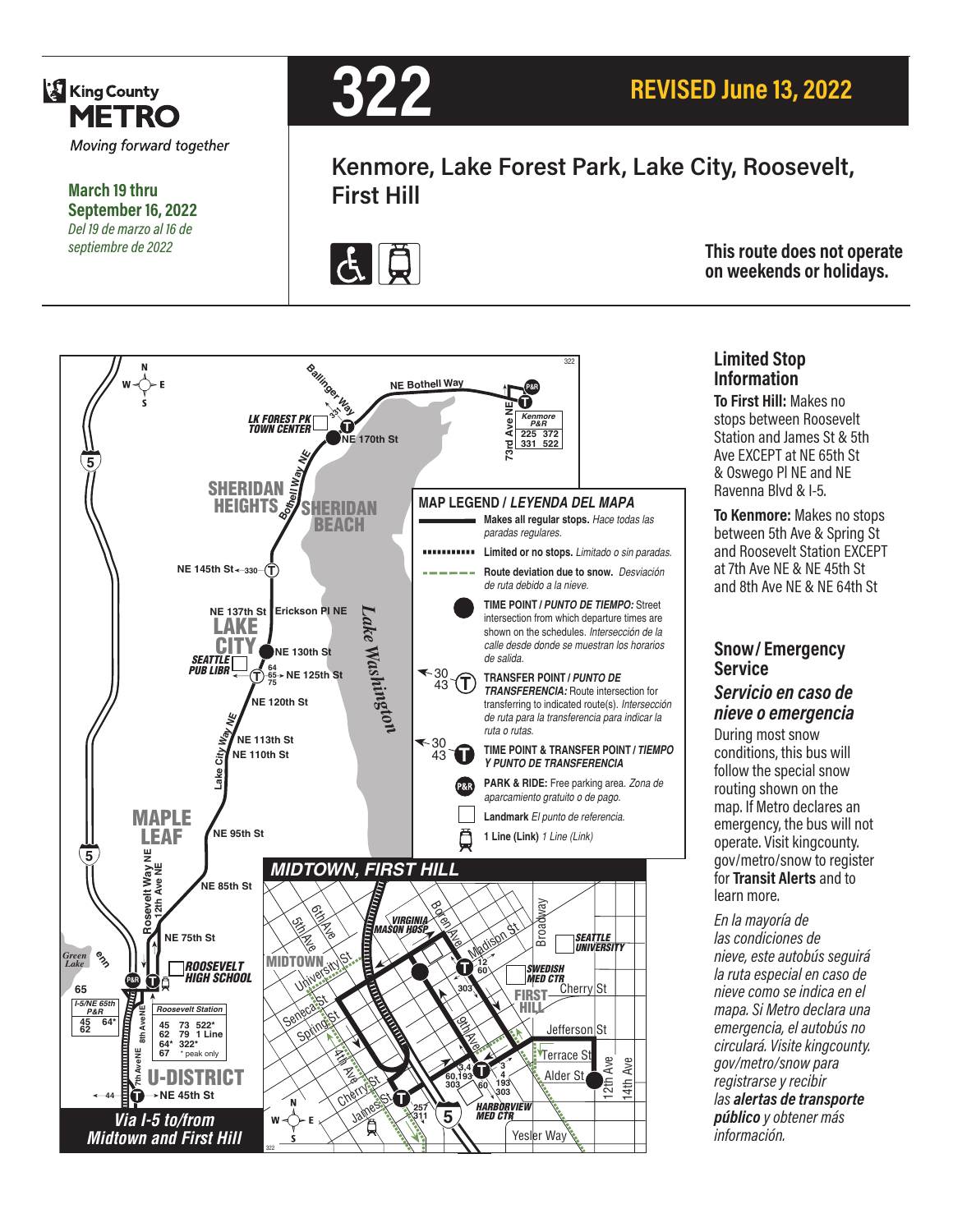King County METRO

*Moving forward together*

**March 19 thru September 16, 2022**
*Del 19 de marzo al 16 de septiembre de 2022*

# 322

## REVISED June 13, 2022

## Kenmore, Lake Forest Park, Lake City, Roosevelt, First Hill

**This route does not operate on weekends or holidays.**

### MAP LEGEND / *LEYENDA DEL MAPA*

- **Makes all regular stops.** *Hace todas las paradas regulares.*
- **Limited or no stops.** *Limitado o sin paradas.*
- **Route deviation due to snow.** *Desviación de ruta debido a la nieve.*
- **TIME POINT / *PUNTO DE TIEMPO:*** Street intersection from which departure times are shown on the schedules. *Intersección de la calle desde donde se muestran los horarios de salida.*
- **TRANSFER POINT / *PUNTO DE TRANSFERENCIA:*** Route intersection for transferring to indicated route(s). *Intersección de ruta para la transferencia para indicar la ruta o rutas.*
- **TIME POINT & TRANSFER POINT / *TIEMPO Y PUNTO DE TRANSFERENCIA***
- **PARK & RIDE:** Free parking area. *Zona de aparcamiento gratuito o de pago.*
- **Landmark** *El punto de referencia.*
- **1 Line (Link)** *1 Line (Link)*

**Via I-5 to/from Midtown and First Hill**

## Limited Stop Information

**To First Hill:** Makes no stops between Roosevelt Station and James St & 5th Ave EXCEPT at NE 65th St & Oswego Pl NE and NE Ravenna Blvd & I-5.

**To Kenmore:** Makes no stops between 5th Ave & Spring St and Roosevelt Station EXCEPT at 7th Ave NE & NE 45th St and 8th Ave NE & NE 64th St

## Snow/Emergency Service

### *Servicio en caso de nieve o emergencia*

During most snow conditions, this bus will follow the special snow routing shown on the map. If Metro declares an emergency, the bus will not operate. Visit kingcounty.gov/metro/snow to register for **Transit Alerts** and to learn more.

*En la mayoría de las condiciones de nieve, este autobús seguirá la ruta especial en caso de nieve como se indica en el mapa. Si Metro declara una emergencia, el autobús no circulará. Visite kingcounty.gov/metro/snow para registrarse y recibir las **alertas de transporte público** y obtener más información.*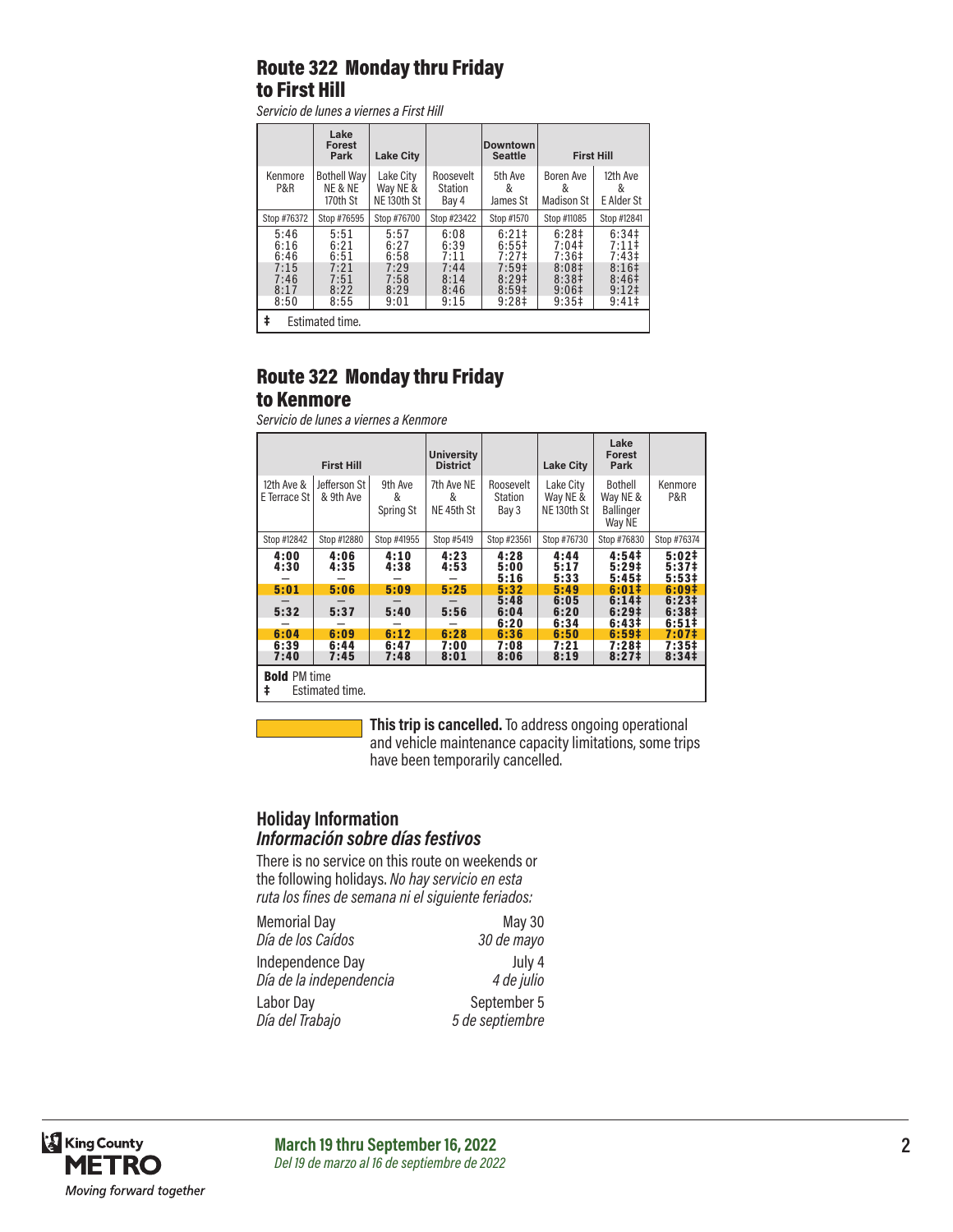## Route 322 Monday thru Friday to First Hill

*Servicio de lunes a viernes a First Hill*

| | Lake Forest Park | Lake City | | Downtown Seattle | First Hill | |
|---|---|---|---|---|---|---|
| Kenmore P&R | Bothell Way NE & NE 170th St | Lake City Way NE & NE 130th St | Roosevelt Station Bay 4 | 5th Ave & James St | Boren Ave & Madison St | 12th Ave & E Alder St |
| Stop #76372 | Stop #76595 | Stop #76700 | Stop #23422 | Stop #1570 | Stop #11085 | Stop #12841 |
| 5:46 | 5:51 | 5:57 | 6:08 | 6:21‡ | 6:28‡ | 6:34‡ |
| 6:16 | 6:21 | 6:27 | 6:39 | 6:55‡ | 7:04‡ | 7:11‡ |
| 6:46 | 6:51 | 6:58 | 7:11 | 7:27‡ | 7:36‡ | 7:43‡ |
| 7:15 | 7:21 | 7:29 | 7:44 | 7:59‡ | 8:08‡ | 8:16‡ |
| 7:46 | 7:51 | 7:58 | 8:14 | 8:29‡ | 8:38‡ | 8:46‡ |
| 8:17 | 8:22 | 8:29 | 8:46 | 8:59‡ | 9:06‡ | 9:12‡ |
| 8:50 | 8:55 | 9:01 | 9:15 | 9:28‡ | 9:35‡ | 9:41‡ |

‡ Estimated time.

## Route 322 Monday thru Friday to Kenmore

*Servicio de lunes a viernes a Kenmore*

| First Hill | | | University District | | Lake City | Lake Forest Park | |
|---|---|---|---|---|---|---|---|
| 12th Ave & E Terrace St | Jefferson St & 9th Ave | 9th Ave & Spring St | 7th Ave NE & NE 45th St | Roosevelt Station Bay 3 | Lake City Way NE & NE 130th St | Bothell Way NE & Ballinger Way NE | Kenmore P&R |
| Stop #12842 | Stop #12880 | Stop #41955 | Stop #5419 | Stop #23561 | Stop #76730 | Stop #76830 | Stop #76374 |
| **4:00** | **4:06** | **4:10** | **4:23** | **4:28** | **4:44** | **4:54‡** | **5:02‡** |
| **4:30** | **4:35** | **4:38** | **4:53** | **5:00** | **5:17** | **5:29‡** | **5:37‡** |
| — | — | — | — | **5:16** | **5:33** | **5:45‡** | **5:53‡** |
| **5:01** | **5:06** | **5:09** | **5:25** | **5:32** | **5:49** | **6:01‡** | **6:09‡** |
| — | — | — | — | **5:48** | **6:05** | **6:14‡** | **6:23‡** |
| **5:32** | **5:37** | **5:40** | **5:56** | **6:04** | **6:20** | **6:29‡** | **6:38‡** |
| — | — | — | — | **6:20** | **6:34** | **6:43‡** | **6:51‡** |
| **6:04** | **6:09** | **6:12** | **6:28** | **6:36** | **6:50** | **6:59‡** | **7:07‡** |
| **6:39** | **6:44** | **6:47** | **7:00** | **7:08** | **7:21** | **7:28‡** | **7:35‡** |
| **7:40** | **7:45** | **7:48** | **8:01** | **8:06** | **8:19** | **8:27‡** | **8:34‡** |

**Bold** PM time
‡ Estimated time.

**This trip is cancelled.** To address ongoing operational and vehicle maintenance capacity limitations, some trips have been temporarily cancelled.

## Holiday Information
## *Información sobre días festivos*

There is no service on this route on weekends or the following holidays. *No hay servicio en esta ruta los fines de semana ni el siguiente feriados:*

| | |
|---|---|
| Memorial Day / *Día de los Caídos* | May 30 / *30 de mayo* |
| Independence Day / *Día de la independencia* | July 4 / *4 de julio* |
| Labor Day / *Día del Trabajo* | September 5 / *5 de septiembre* |

King County METRO
*Moving forward together*

**March 19 thru September 16, 2022**
*Del 19 de marzo al 16 de septiembre de 2022*